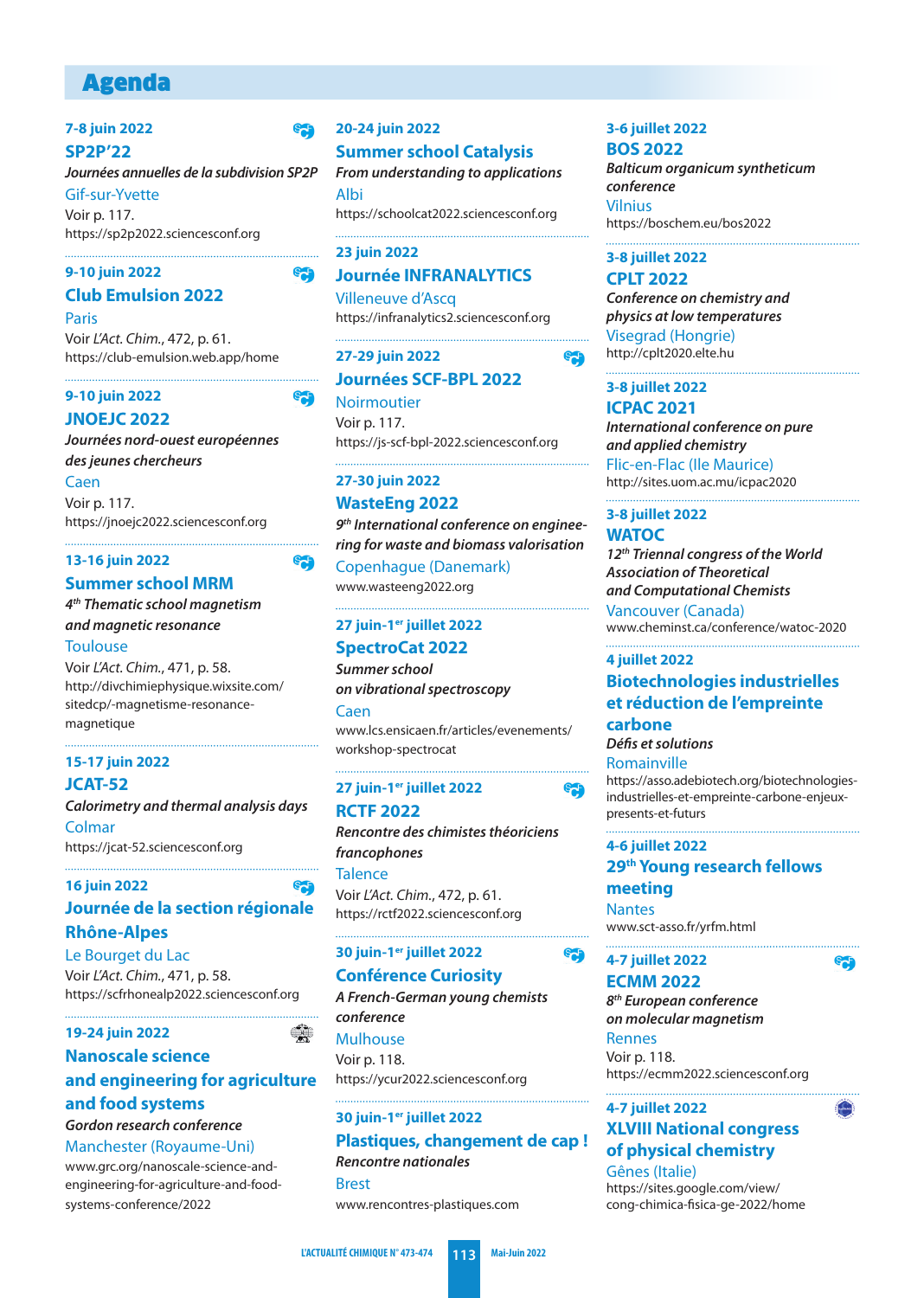# Agenda

**7-8 juin 2022**

## SP2P'22

***Journées annuelles de la subdivision SP2P***

Gif-sur-Yvette

Voir p. 117.

https://sp2p2022.sciencesconf.org

---

**9-10 juin 2022**

## Club Emulsion 2022

Paris

Voir *L'Act. Chim.*, 472, p. 61.

https://club-emulsion.web.app/home

---

**9-10 juin 2022**

## JNOEJC 2022

***Journées nord-ouest européennes des jeunes chercheurs***

Caen

Voir p. 117.

https://jnoejc2022.sciencesconf.org

---

**13-16 juin 2022**

## Summer school MRM

***4th Thematic school magnetism and magnetic resonance***

Toulouse

Voir *L'Act. Chim.*, 471, p. 58.

http://divchimiephysique.wixsite.com/sitedcp/-magnetisme-resonance-magnetique

---

**15-17 juin 2022**

## JCAT-52

***Calorimetry and thermal analysis days***

Colmar

https://jcat-52.sciencesconf.org

---

**16 juin 2022**

## Journée de la section régionale Rhône-Alpes

Le Bourget du Lac

Voir *L'Act. Chim.*, 471, p. 58.

https://scfrhonealp2022.sciencesconf.org

---

**19-24 juin 2022**

## Nanoscale science and engineering for agriculture and food systems

***Gordon research conference***

Manchester (Royaume-Uni)

www.grc.org/nanoscale-science-and-engineering-for-agriculture-and-food-systems-conference/2022

---

**20-24 juin 2022**

## Summer school Catalysis

***From understanding to applications***

Albi

https://schoolcat2022.sciencesconf.org

---

**23 juin 2022**

## Journée INFRANALYTICS

Villeneuve d'Ascq

https://infranalytics2.sciencesconf.org

---

**27-29 juin 2022**

## Journées SCF-BPL 2022

Noirmoutier

Voir p. 117.

https://js-scf-bpl-2022.sciencesconf.org

---

**27-30 juin 2022**

## WasteEng 2022

***9th International conference on engineering for waste and biomass valorisation***

Copenhague (Danemark)

www.wasteeng2022.org

---

**27 juin-1er juillet 2022**

## SpectroCat 2022

***Summer school on vibrational spectroscopy***

Caen

www.lcs.ensicaen.fr/articles/evenements/workshop-spectrocat

---

**27 juin-1er juillet 2022**

## RCTF 2022

***Rencontre des chimistes théoriciens francophones***

Talence

Voir *L'Act. Chim.*, 472, p. 61.

https://rctf2022.sciencesconf.org

---

**30 juin-1er juillet 2022**

## Conférence Curiosity

***A French-German young chemists conference***

Mulhouse

Voir p. 118.

https://ycur2022.sciencesconf.org

---

**30 juin-1er juillet 2022**

## Plastiques, changement de cap !

***Rencontre nationales***

Brest

www.rencontres-plastiques.com

---

**3-6 juillet 2022**

## BOS 2022

***Balticum organicum syntheticum conference***

Vilnius

https://boschem.eu/bos2022

---

**3-8 juillet 2022**

## CPLT 2022

***Conference on chemistry and physics at low temperatures***

Visegrad (Hongrie)

http://cplt2020.elte.hu

---

**3-8 juillet 2022**

## ICPAC 2021

***International conference on pure and applied chemistry***

Flic-en-Flac (Ile Maurice)

http://sites.uom.ac.mu/icpac2020

---

**3-8 juillet 2022**

## WATOC

***12th Triennal congress of the World Association of Theoretical and Computational Chemists***

Vancouver (Canada)

www.cheminst.ca/conference/watoc-2020

---

**4 juillet 2022**

## Biotechnologies industrielles et réduction de l'empreinte carbone

***Défis et solutions***

Romainville

https://asso.adebiotech.org/biotechnologies-industrielles-et-empreinte-carbone-enjeux-presents-et-futurs

---

**4-6 juillet 2022**

## 29th Young research fellows meeting

Nantes

www.sct-asso.fr/yrfm.html

---

**4-7 juillet 2022**

## ECMM 2022

***8th European conference on molecular magnetism***

Rennes

Voir p. 118.

https://ecmm2022.sciencesconf.org

---

**4-7 juillet 2022**

## XLVIII National congress of physical chemistry

Gênes (Italie)

https://sites.google.com/view/cong-chimica-fisica-ge-2022/home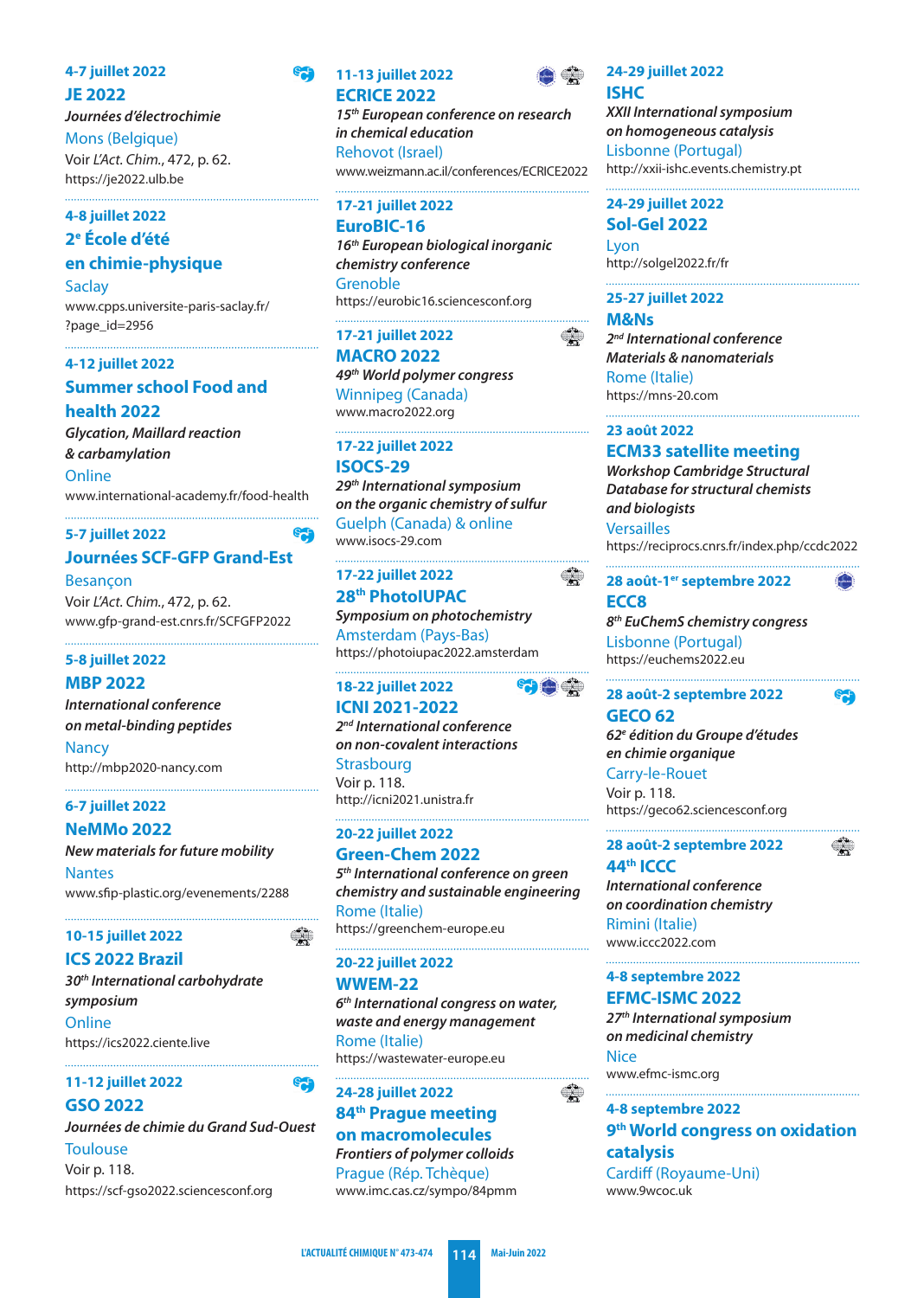**4-7 juillet 2022**
### JE 2022
***Journées d'électrochimie***
Mons (Belgique)
Voir *L'Act. Chim.*, 472, p. 62.
https://je2022.ulb.be

---

**4-8 juillet 2022**
### 2e École d'été en chimie-physique
Saclay
www.cpps.universite-paris-saclay.fr/?page_id=2956

---

**4-12 juillet 2022**
### Summer school Food and health 2022
***Glycation, Maillard reaction & carbamylation***
Online
www.international-academy.fr/food-health

---

**5-7 juillet 2022**
### Journées SCF-GFP Grand-Est
Besançon
Voir *L'Act. Chim.*, 472, p. 62.
www.gfp-grand-est.cnrs.fr/SCFGFP2022

---

**5-8 juillet 2022**
### MBP 2022
***International conference on metal-binding peptides***
Nancy
http://mbp2020-nancy.com

---

**6-7 juillet 2022**
### NeMMo 2022
***New materials for future mobility***
Nantes
www.sfip-plastic.org/evenements/2288

---

**10-15 juillet 2022**
### ICS 2022 Brazil
***30th International carbohydrate symposium***
Online
https://ics2022.ciente.live

---

**11-12 juillet 2022**
### GSO 2022
***Journées de chimie du Grand Sud-Ouest***
Toulouse
Voir p. 118.
https://scf-gso2022.sciencesconf.org

---

**11-13 juillet 2022**
### ECRICE 2022
***15th European conference on research in chemical education***
Rehovot (Israel)
www.weizmann.ac.il/conferences/ECRICE2022

---

**17-21 juillet 2022**
### EuroBIC-16
***16th European biological inorganic chemistry conference***
Grenoble
https://eurobic16.sciencesconf.org

---

**17-21 juillet 2022**
### MACRO 2022
***49th World polymer congress***
Winnipeg (Canada)
www.macro2022.org

---

**17-22 juillet 2022**
### ISOCS-29
***29th International symposium on the organic chemistry of sulfur***
Guelph (Canada) & online
www.isocs-29.com

---

**17-22 juillet 2022**
### 28th PhotoIUPAC
***Symposium on photochemistry***
Amsterdam (Pays-Bas)
https://photoiupac2022.amsterdam

---

**18-22 juillet 2022**
### ICNI 2021-2022
***2nd International conference on non-covalent interactions***
Strasbourg
Voir p. 118.
http://icni2021.unistra.fr

---

**20-22 juillet 2022**
### Green-Chem 2022
***5th International conference on green chemistry and sustainable engineering***
Rome (Italie)
https://greenchem-europe.eu

---

**20-22 juillet 2022**
### WWEM-22
***6th International congress on water, waste and energy management***
Rome (Italie)
https://wastewater-europe.eu

---

**24-28 juillet 2022**
### 84th Prague meeting on macromolecules
***Frontiers of polymer colloids***
Prague (Rép. Tchèque)
www.imc.cas.cz/sympo/84pmm

---

**24-29 juillet 2022**
### ISHC
***XXII International symposium on homogeneous catalysis***
Lisbonne (Portugal)
http://xxii-ishc.events.chemistry.pt

---

**24-29 juillet 2022**
### Sol-Gel 2022
Lyon
http://solgel2022.fr/fr

---

**25-27 juillet 2022**
### M&Ns
***2nd International conference Materials & nanomaterials***
Rome (Italie)
https://mns-20.com

---

**23 août 2022**
### ECM33 satellite meeting
***Workshop Cambridge Structural Database for structural chemists and biologists***
Versailles
https://reciprocs.cnrs.fr/index.php/ccdc2022

---

**28 août-1er septembre 2022**
### ECC8
***8th EuChemS chemistry congress***
Lisbonne (Portugal)
https://euchems2022.eu

---

**28 août-2 septembre 2022**
### GECO 62
***62e édition du Groupe d'études en chimie organique***
Carry-le-Rouet
Voir p. 118.
https://geco62.sciencesconf.org

---

**28 août-2 septembre 2022**
### 44th ICCC
***International conference on coordination chemistry***
Rimini (Italie)
www.iccc2022.com

---

**4-8 septembre 2022**
### EFMC-ISMC 2022
***27th International symposium on medicinal chemistry***
Nice
www.efmc-ismc.org

---

**4-8 septembre 2022**
### 9th World congress on oxidation catalysis
Cardiff (Royaume-Uni)
www.9wcoc.uk